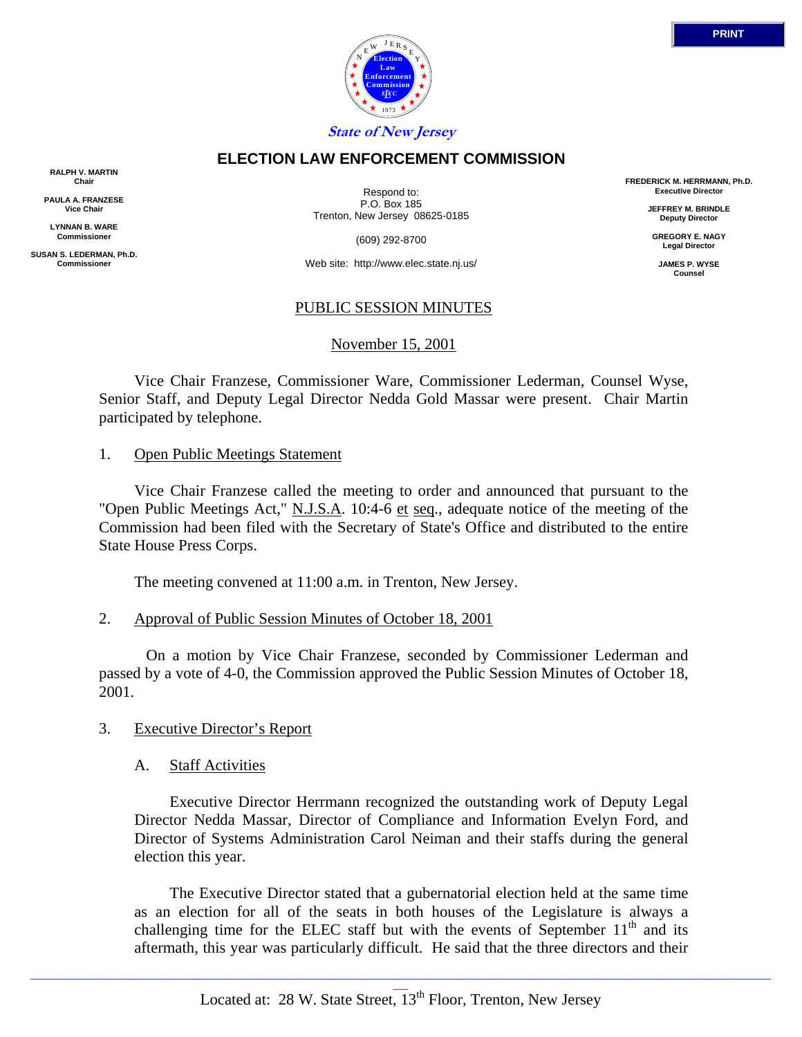State of New Jersey

# ELECTION LAW ENFORCEMENT COMMISSION

**RALPH V. MARTIN**
**Chair**

**PAULA A. FRANZESE**
**Vice Chair**

**LYNNAN B. WARE**
**Commissioner**

**SUSAN S. LEDERMAN, Ph.D.**
**Commissioner**

Respond to:
P.O. Box 185
Trenton, New Jersey 08625-0185

(609) 292-8700

Web site: http://www.elec.state.nj.us/

**FREDERICK M. HERRMANN, Ph.D.**
**Executive Director**

**JEFFREY M. BRINDLE**
**Deputy Director**

**GREGORY E. NAGY**
**Legal Director**

**JAMES P. WYSE**
**Counsel**

## PUBLIC SESSION MINUTES

November 15, 2001

Vice Chair Franzese, Commissioner Ware, Commissioner Lederman, Counsel Wyse, Senior Staff, and Deputy Legal Director Nedda Gold Massar were present. Chair Martin participated by telephone.

1. Open Public Meetings Statement

Vice Chair Franzese called the meeting to order and announced that pursuant to the "Open Public Meetings Act," N.J.S.A. 10:4-6 et seq., adequate notice of the meeting of the Commission had been filed with the Secretary of State's Office and distributed to the entire State House Press Corps.

The meeting convened at 11:00 a.m. in Trenton, New Jersey.

2. Approval of Public Session Minutes of October 18, 2001

On a motion by Vice Chair Franzese, seconded by Commissioner Lederman and passed by a vote of 4-0, the Commission approved the Public Session Minutes of October 18, 2001.

3. Executive Director's Report

A. Staff Activities

Executive Director Herrmann recognized the outstanding work of Deputy Legal Director Nedda Massar, Director of Compliance and Information Evelyn Ford, and Director of Systems Administration Carol Neiman and their staffs during the general election this year.

The Executive Director stated that a gubernatorial election held at the same time as an election for all of the seats in both houses of the Legislature is always a challenging time for the ELEC staff but with the events of September 11th and its aftermath, this year was particularly difficult. He said that the three directors and their

Located at: 28 W. State Street, 13th Floor, Trenton, New Jersey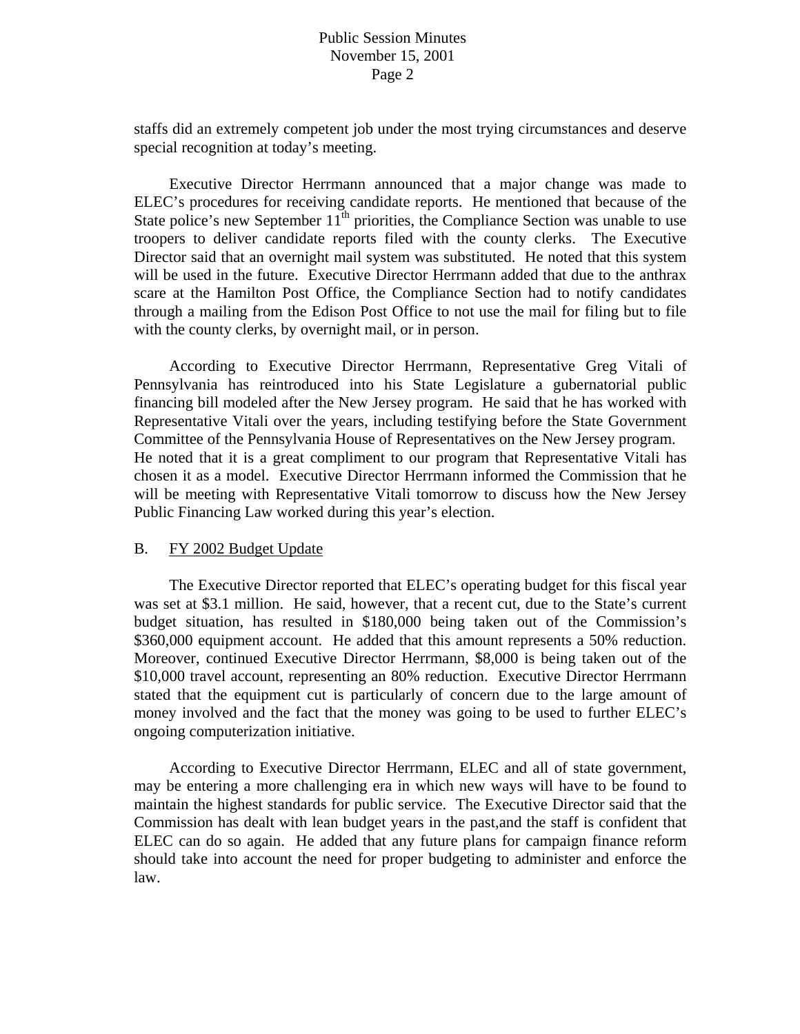staffs did an extremely competent job under the most trying circumstances and deserve special recognition at today's meeting.

Executive Director Herrmann announced that a major change was made to ELEC's procedures for receiving candidate reports. He mentioned that because of the State police's new September 11th priorities, the Compliance Section was unable to use troopers to deliver candidate reports filed with the county clerks. The Executive Director said that an overnight mail system was substituted. He noted that this system will be used in the future. Executive Director Herrmann added that due to the anthrax scare at the Hamilton Post Office, the Compliance Section had to notify candidates through a mailing from the Edison Post Office to not use the mail for filing but to file with the county clerks, by overnight mail, or in person.

According to Executive Director Herrmann, Representative Greg Vitali of Pennsylvania has reintroduced into his State Legislature a gubernatorial public financing bill modeled after the New Jersey program. He said that he has worked with Representative Vitali over the years, including testifying before the State Government Committee of the Pennsylvania House of Representatives on the New Jersey program. He noted that it is a great compliment to our program that Representative Vitali has chosen it as a model. Executive Director Herrmann informed the Commission that he will be meeting with Representative Vitali tomorrow to discuss how the New Jersey Public Financing Law worked during this year's election.

B. FY 2002 Budget Update

The Executive Director reported that ELEC's operating budget for this fiscal year was set at $3.1 million. He said, however, that a recent cut, due to the State's current budget situation, has resulted in $180,000 being taken out of the Commission's $360,000 equipment account. He added that this amount represents a 50% reduction. Moreover, continued Executive Director Herrmann, $8,000 is being taken out of the $10,000 travel account, representing an 80% reduction. Executive Director Herrmann stated that the equipment cut is particularly of concern due to the large amount of money involved and the fact that the money was going to be used to further ELEC's ongoing computerization initiative.

According to Executive Director Herrmann, ELEC and all of state government, may be entering a more challenging era in which new ways will have to be found to maintain the highest standards for public service. The Executive Director said that the Commission has dealt with lean budget years in the past,and the staff is confident that ELEC can do so again. He added that any future plans for campaign finance reform should take into account the need for proper budgeting to administer and enforce the law.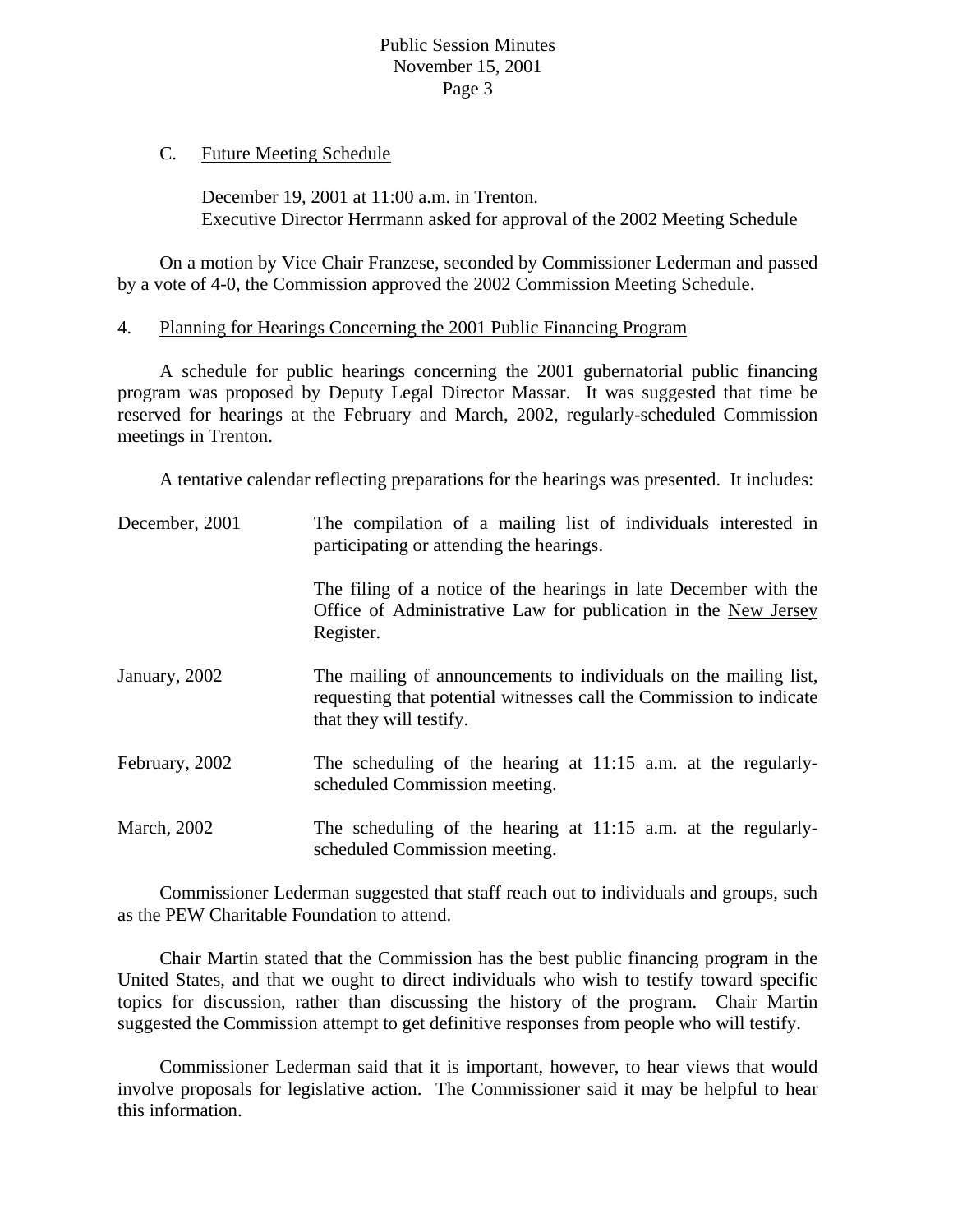C. <u>Future Meeting Schedule</u>

December 19, 2001 at 11:00 a.m. in Trenton.
Executive Director Herrmann asked for approval of the 2002 Meeting Schedule

On a motion by Vice Chair Franzese, seconded by Commissioner Lederman and passed by a vote of 4-0, the Commission approved the 2002 Commission Meeting Schedule.

4. <u>Planning for Hearings Concerning the 2001 Public Financing Program</u>

A schedule for public hearings concerning the 2001 gubernatorial public financing program was proposed by Deputy Legal Director Massar. It was suggested that time be reserved for hearings at the February and March, 2002, regularly-scheduled Commission meetings in Trenton.

A tentative calendar reflecting preparations for the hearings was presented. It includes:

| | |
|---|---|
| December, 2001 | The compilation of a mailing list of individuals interested in participating or attending the hearings. |
| | The filing of a notice of the hearings in late December with the Office of Administrative Law for publication in the <u>New Jersey Register</u>. |
| January, 2002 | The mailing of announcements to individuals on the mailing list, requesting that potential witnesses call the Commission to indicate that they will testify. |
| February, 2002 | The scheduling of the hearing at 11:15 a.m. at the regularly-scheduled Commission meeting. |
| March, 2002 | The scheduling of the hearing at 11:15 a.m. at the regularly-scheduled Commission meeting. |

Commissioner Lederman suggested that staff reach out to individuals and groups, such as the PEW Charitable Foundation to attend.

Chair Martin stated that the Commission has the best public financing program in the United States, and that we ought to direct individuals who wish to testify toward specific topics for discussion, rather than discussing the history of the program. Chair Martin suggested the Commission attempt to get definitive responses from people who will testify.

Commissioner Lederman said that it is important, however, to hear views that would involve proposals for legislative action. The Commissioner said it may be helpful to hear this information.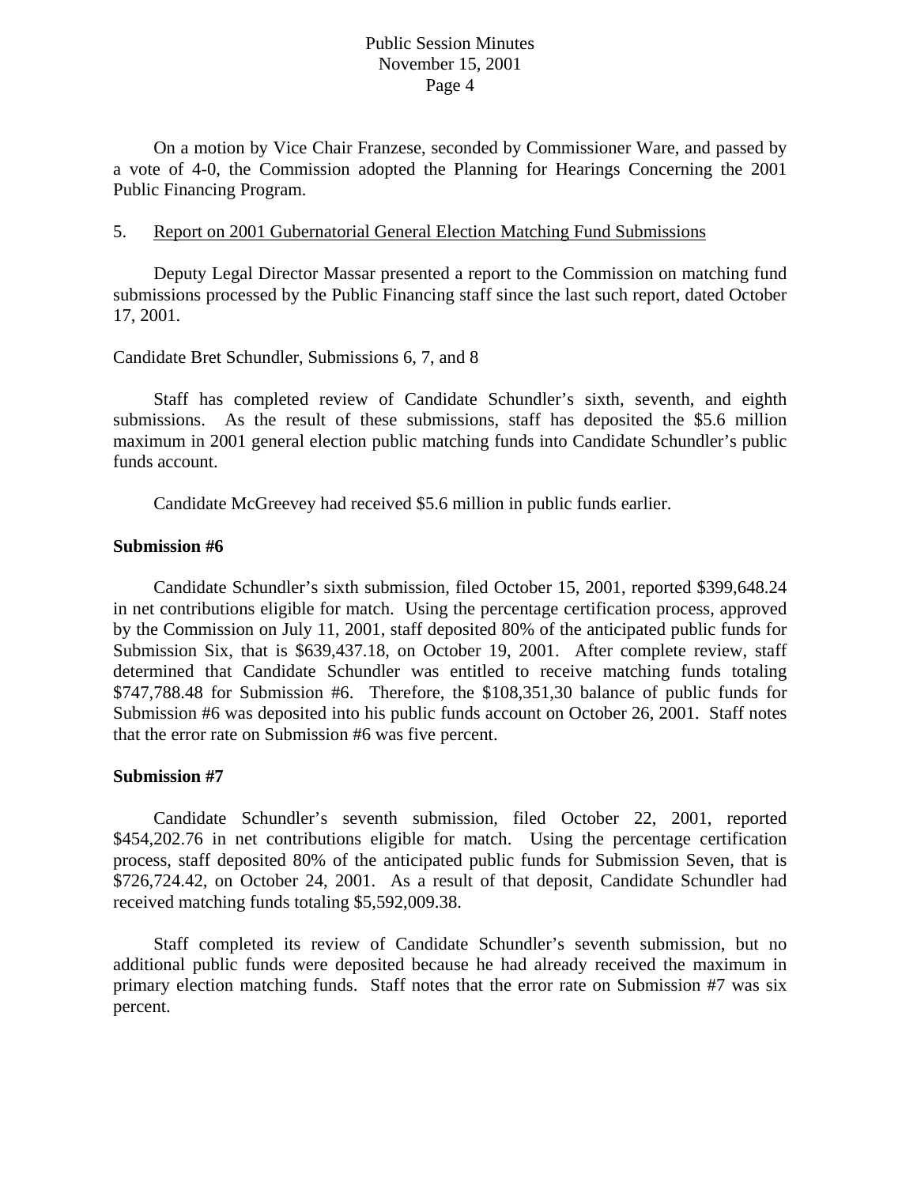On a motion by Vice Chair Franzese, seconded by Commissioner Ware, and passed by a vote of 4-0, the Commission adopted the Planning for Hearings Concerning the 2001 Public Financing Program.

5. Report on 2001 Gubernatorial General Election Matching Fund Submissions

Deputy Legal Director Massar presented a report to the Commission on matching fund submissions processed by the Public Financing staff since the last such report, dated October 17, 2001.

Candidate Bret Schundler, Submissions 6, 7, and 8

Staff has completed review of Candidate Schundler's sixth, seventh, and eighth submissions. As the result of these submissions, staff has deposited the $5.6 million maximum in 2001 general election public matching funds into Candidate Schundler's public funds account.

Candidate McGreevey had received $5.6 million in public funds earlier.

**Submission #6**

Candidate Schundler's sixth submission, filed October 15, 2001, reported $399,648.24 in net contributions eligible for match. Using the percentage certification process, approved by the Commission on July 11, 2001, staff deposited 80% of the anticipated public funds for Submission Six, that is $639,437.18, on October 19, 2001. After complete review, staff determined that Candidate Schundler was entitled to receive matching funds totaling $747,788.48 for Submission #6. Therefore, the $108,351,30 balance of public funds for Submission #6 was deposited into his public funds account on October 26, 2001. Staff notes that the error rate on Submission #6 was five percent.

**Submission #7**

Candidate Schundler's seventh submission, filed October 22, 2001, reported $454,202.76 in net contributions eligible for match. Using the percentage certification process, staff deposited 80% of the anticipated public funds for Submission Seven, that is $726,724.42, on October 24, 2001. As a result of that deposit, Candidate Schundler had received matching funds totaling $5,592,009.38.

Staff completed its review of Candidate Schundler's seventh submission, but no additional public funds were deposited because he had already received the maximum in primary election matching funds. Staff notes that the error rate on Submission #7 was six percent.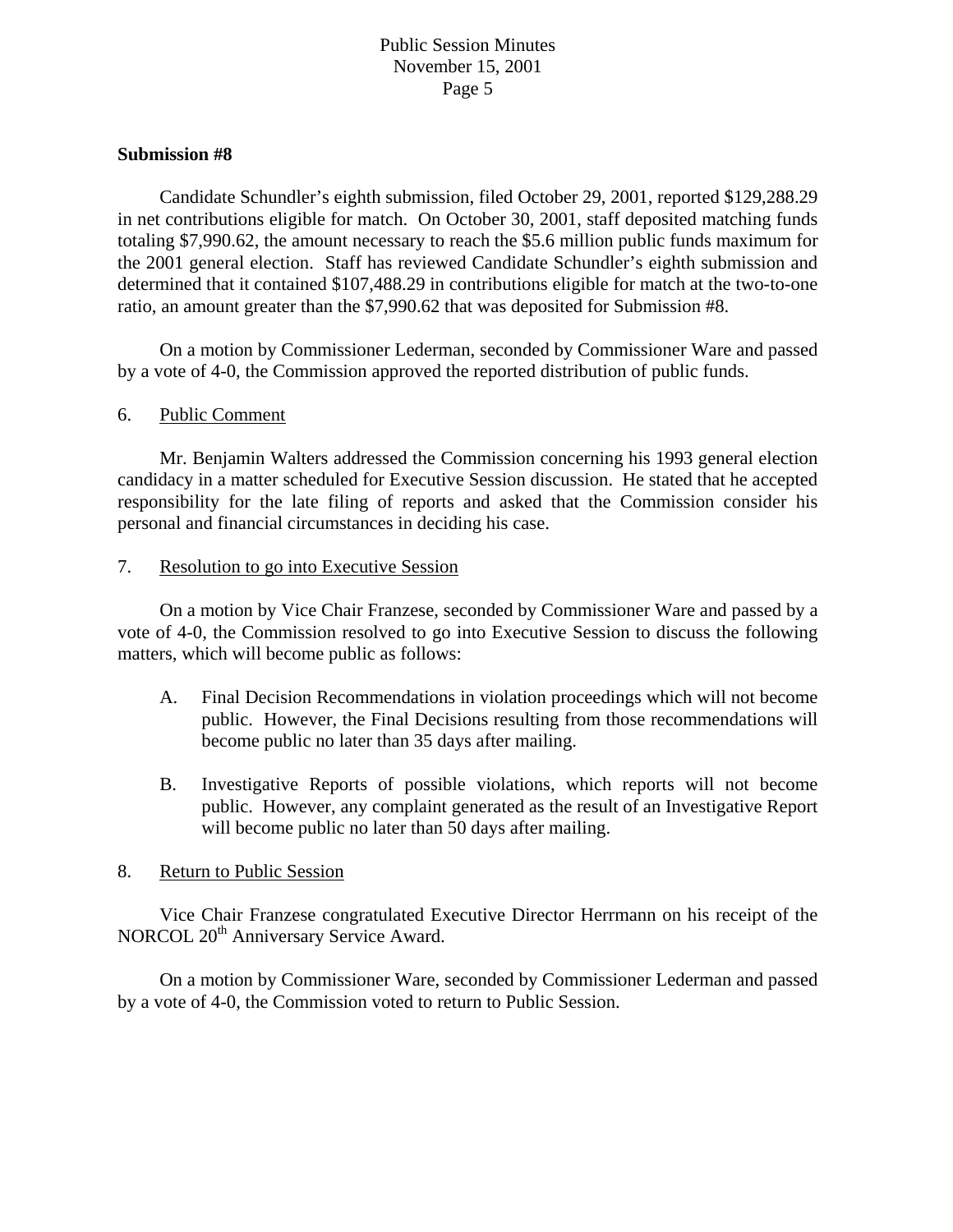**Submission #8**

Candidate Schundler's eighth submission, filed October 29, 2001, reported $129,288.29 in net contributions eligible for match. On October 30, 2001, staff deposited matching funds totaling $7,990.62, the amount necessary to reach the $5.6 million public funds maximum for the 2001 general election. Staff has reviewed Candidate Schundler's eighth submission and determined that it contained $107,488.29 in contributions eligible for match at the two-to-one ratio, an amount greater than the $7,990.62 that was deposited for Submission #8.

On a motion by Commissioner Lederman, seconded by Commissioner Ware and passed by a vote of 4-0, the Commission approved the reported distribution of public funds.

6. Public Comment

Mr. Benjamin Walters addressed the Commission concerning his 1993 general election candidacy in a matter scheduled for Executive Session discussion. He stated that he accepted responsibility for the late filing of reports and asked that the Commission consider his personal and financial circumstances in deciding his case.

7. Resolution to go into Executive Session

On a motion by Vice Chair Franzese, seconded by Commissioner Ware and passed by a vote of 4-0, the Commission resolved to go into Executive Session to discuss the following matters, which will become public as follows:

A. Final Decision Recommendations in violation proceedings which will not become public. However, the Final Decisions resulting from those recommendations will become public no later than 35 days after mailing.

B. Investigative Reports of possible violations, which reports will not become public. However, any complaint generated as the result of an Investigative Report will become public no later than 50 days after mailing.

8. Return to Public Session

Vice Chair Franzese congratulated Executive Director Herrmann on his receipt of the NORCOL 20th Anniversary Service Award.

On a motion by Commissioner Ware, seconded by Commissioner Lederman and passed by a vote of 4-0, the Commission voted to return to Public Session.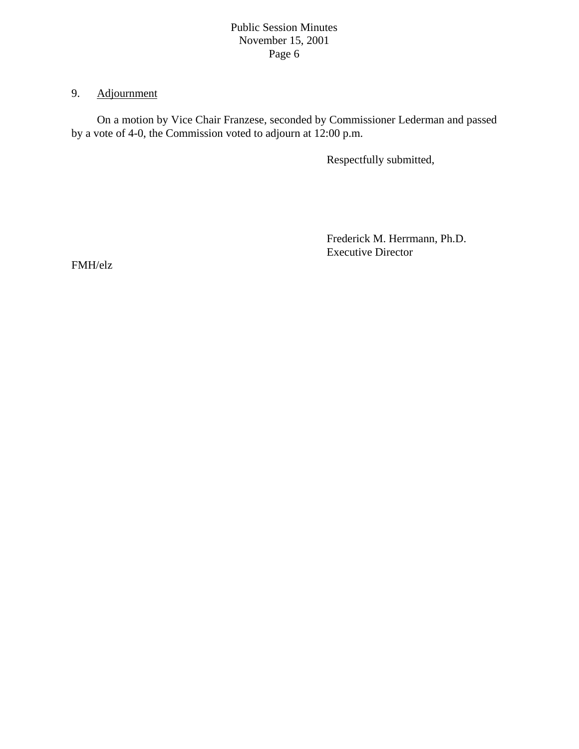9. <u>Adjournment</u>

On a motion by Vice Chair Franzese, seconded by Commissioner Lederman and passed by a vote of 4-0, the Commission voted to adjourn at 12:00 p.m.

Respectfully submitted,

Frederick M. Herrmann, Ph.D.
Executive Director

FMH/elz